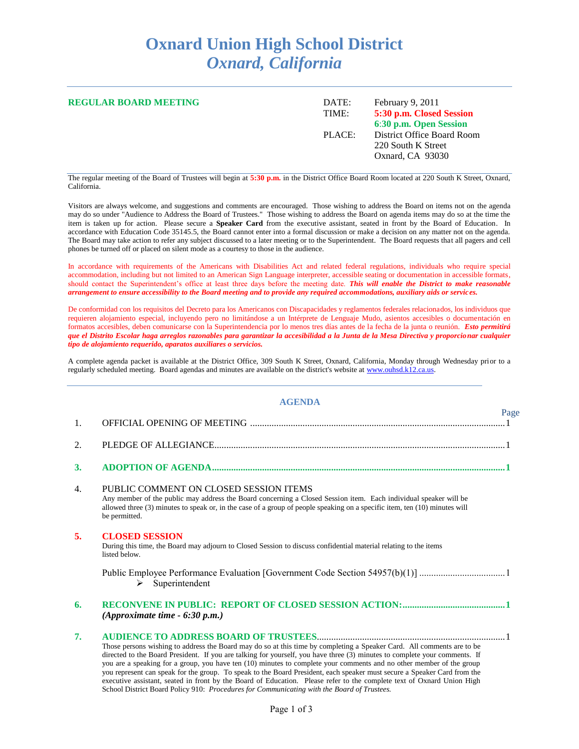# Oxnard Union High School District
## *Oxnard, California*

**REGULAR BOARD MEETING**

| | |
|---|---|
| DATE: | February 9, 2011 |
| TIME: | **5:30 p.m. Closed Session** |
| | **6:30 p.m. Open Session** |
| PLACE: | District Office Board Room<br>220 South K Street<br>Oxnard, CA 93030 |

The regular meeting of the Board of Trustees will begin at **5:30 p.m.** in the District Office Board Room located at 220 South K Street, Oxnard, California.

Visitors are always welcome, and suggestions and comments are encouraged. Those wishing to address the Board on items not on the agenda may do so under "Audience to Address the Board of Trustees." Those wishing to address the Board on agenda items may do so at the time the item is taken up for action. Please secure a **Speaker Card** from the executive assistant, seated in front by the Board of Education. In accordance with Education Code 35145.5, the Board cannot enter into a formal discussion or make a decision on any matter not on the agenda. The Board may take action to refer any subject discussed to a later meeting or to the Superintendent. The Board requests that all pagers and cell phones be turned off or placed on silent mode as a courtesy to those in the audience.

In accordance with requirements of the Americans with Disabilities Act and related federal regulations, individuals who require special accommodation, including but not limited to an American Sign Language interpreter, accessible seating or documentation in accessible formats, should contact the Superintendent's office at least three days before the meeting date. ***This will enable the District to make reasonable arrangement to ensure accessibility to the Board meeting and to provide any required accommodations, auxiliary aids or services.***

De conformidad con los requisitos del Decreto para los Americanos con Discapacidades y reglamentos federales relacionados, los individuos que requieren alojamiento especial, incluyendo pero no limitándose a un Intérprete de Lenguaje Mudo, asientos accesibles o documentación en formatos accesibles, deben comunicarse con la Superintendencia por lo menos tres días antes de la fecha de la junta o reunión. ***Esto permitirá que el Distrito Escolar haga arreglos razonables para garantizar la accesibilidad a la Junta de la Mesa Directiva y proporcionar cualquier tipo de alojamiento requerido, aparatos auxiliares o servicios.***

A complete agenda packet is available at the District Office, 309 South K Street, Oxnard, California, Monday through Wednesday prior to a regularly scheduled meeting. Board agendas and minutes are available on the district's website at www.ouhsd.k12.ca.us.

## AGENDA

Page

1. OFFICIAL OPENING OF MEETING .......... 1

2. PLEDGE OF ALLEGIANCE .......... 1

3. **ADOPTION OF AGENDA** .......... **1**

4. PUBLIC COMMENT ON CLOSED SESSION ITEMS
   Any member of the public may address the Board concerning a Closed Session item. Each individual speaker will be allowed three (3) minutes to speak or, in the case of a group of people speaking on a specific item, ten (10) minutes will be permitted.

5. **CLOSED SESSION**
   During this time, the Board may adjourn to Closed Session to discuss confidential material relating to the items listed below.

   Public Employee Performance Evaluation [Government Code Section 54957(b)(1)] .......... 1
   - Superintendent

6. **RECONVENE IN PUBLIC: REPORT OF CLOSED SESSION ACTION:** .......... **1**
   ***(Approximate time - 6:30 p.m.)***

7. **AUDIENCE TO ADDRESS BOARD OF TRUSTEES** .......... 1
   Those persons wishing to address the Board may do so at this time by completing a Speaker Card. All comments are to be directed to the Board President. If you are talking for yourself, you have three (3) minutes to complete your comments. If you are a speaking for a group, you have ten (10) minutes to complete your comments and no other member of the group you represent can speak for the group. To speak to the Board President, each speaker must secure a Speaker Card from the executive assistant, seated in front by the Board of Education. Please refer to the complete text of Oxnard Union High School District Board Policy 910: *Procedures for Communicating with the Board of Trustees.*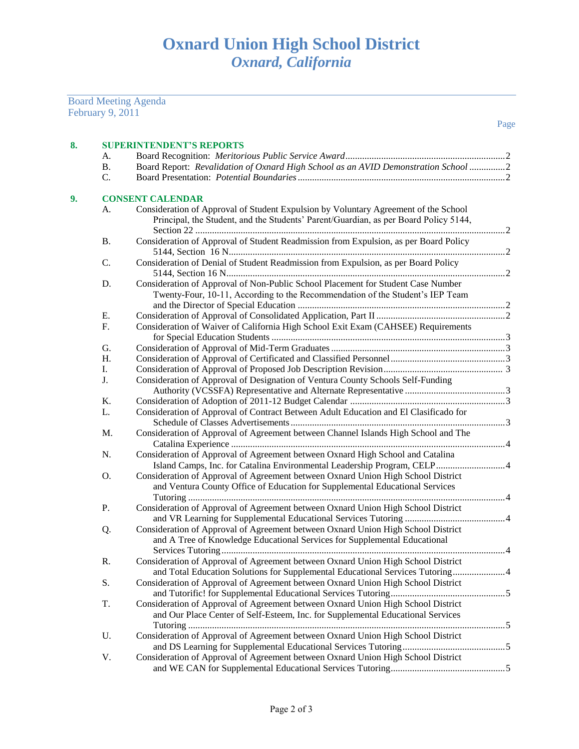# Oxnard Union High School District
## *Oxnard, California*

Board Meeting Agenda
February 9, 2011

Page

**8. SUPERINTENDENT'S REPORTS**

A. Board Recognition: *Meritorious Public Service Award* .......... 2
B. Board Report: *Revalidation of Oxnard High School as an AVID Demonstration School* .......... 2
C. Board Presentation: *Potential Boundaries* .......... 2

**9. CONSENT CALENDAR**

A. Consideration of Approval of Student Expulsion by Voluntary Agreement of the School Principal, the Student, and the Students' Parent/Guardian, as per Board Policy 5144, Section 22 .......... 2
B. Consideration of Approval of Student Readmission from Expulsion, as per Board Policy 5144, Section 16 N .......... 2
C. Consideration of Denial of Student Readmission from Expulsion, as per Board Policy 5144, Section 16 N .......... 2
D. Consideration of Approval of Non-Public School Placement for Student Case Number Twenty-Four, 10-11, According to the Recommendation of the Student's IEP Team and the Director of Special Education .......... 2
E. Consideration of Approval of Consolidated Application, Part II .......... 2
F. Consideration of Waiver of California High School Exit Exam (CAHSEE) Requirements for Special Education Students .......... 3
G. Consideration of Approval of Mid-Term Graduates .......... 3
H. Consideration of Approval of Certificated and Classified Personnel .......... 3
I. Consideration of Approval of Proposed Job Description Revision .......... 3
J. Consideration of Approval of Designation of Ventura County Schools Self-Funding Authority (VCSSFA) Representative and Alternate Representative .......... 3
K. Consideration of Adoption of 2011-12 Budget Calendar .......... 3
L. Consideration of Approval of Contract Between Adult Education and El Clasificado for Schedule of Classes Advertisements .......... 3
M. Consideration of Approval of Agreement between Channel Islands High School and The Catalina Experience .......... 4
N. Consideration of Approval of Agreement between Oxnard High School and Catalina Island Camps, Inc. for Catalina Environmental Leadership Program, CELP .......... 4
O. Consideration of Approval of Agreement between Oxnard Union High School District and Ventura County Office of Education for Supplemental Educational Services Tutoring .......... 4
P. Consideration of Approval of Agreement between Oxnard Union High School District and VR Learning for Supplemental Educational Services Tutoring .......... 4
Q. Consideration of Approval of Agreement between Oxnard Union High School District and A Tree of Knowledge Educational Services for Supplemental Educational Services Tutoring .......... 4
R. Consideration of Approval of Agreement between Oxnard Union High School District and Total Education Solutions for Supplemental Educational Services Tutoring .......... 4
S. Consideration of Approval of Agreement between Oxnard Union High School District and Tutorific! for Supplemental Educational Services Tutoring .......... 5
T. Consideration of Approval of Agreement between Oxnard Union High School District and Our Place Center of Self-Esteem, Inc. for Supplemental Educational Services Tutoring .......... 5
U. Consideration of Approval of Agreement between Oxnard Union High School District and DS Learning for Supplemental Educational Services Tutoring .......... 5
V. Consideration of Approval of Agreement between Oxnard Union High School District and WE CAN for Supplemental Educational Services Tutoring .......... 5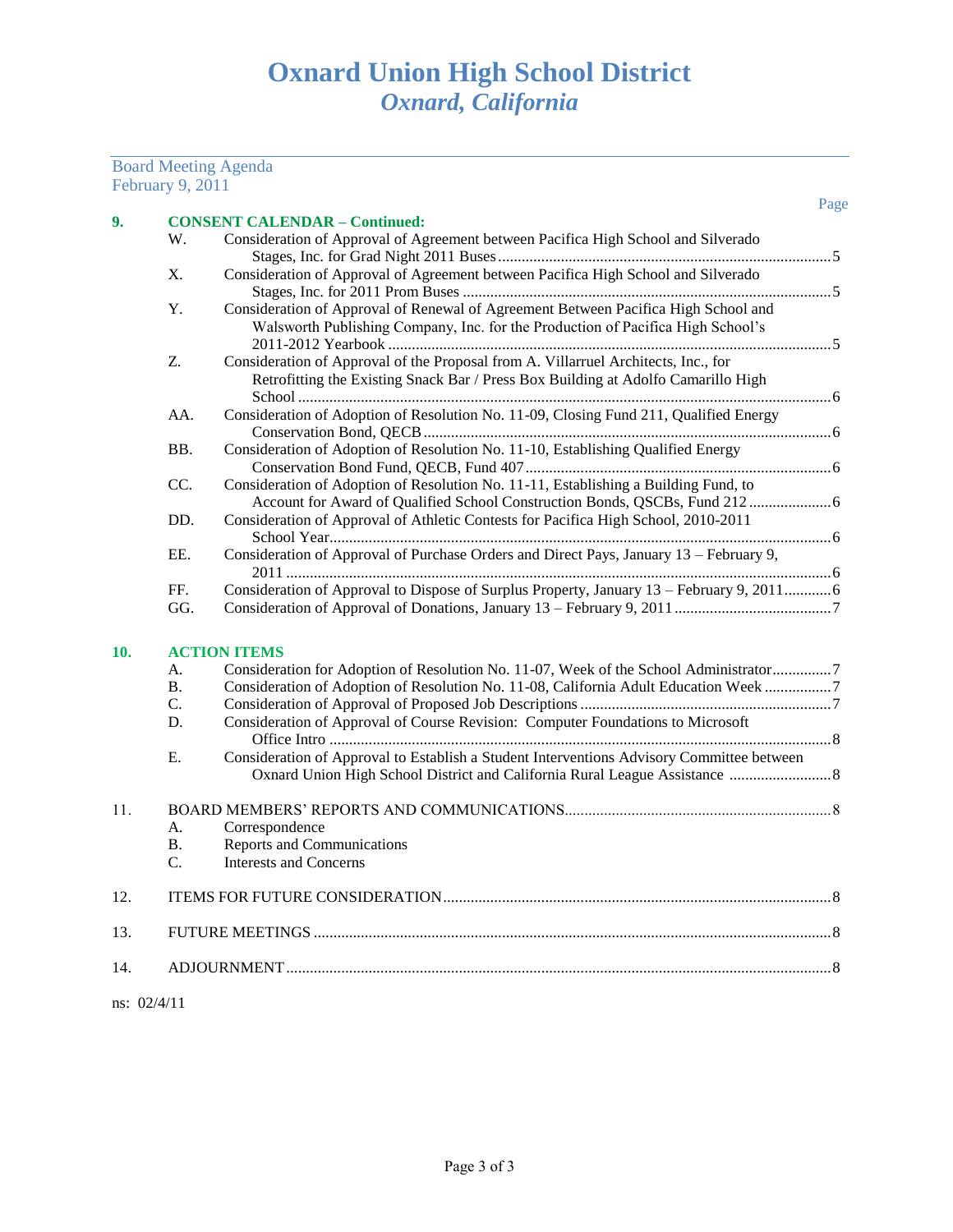# Oxnard Union High School District
## *Oxnard, California*

Board Meeting Agenda
February 9, 2011

Page

**9. CONSENT CALENDAR – Continued:**

- W. Consideration of Approval of Agreement between Pacifica High School and Silverado Stages, Inc. for Grad Night 2011 Buses ..... 5
- X. Consideration of Approval of Agreement between Pacifica High School and Silverado Stages, Inc. for 2011 Prom Buses ..... 5
- Y. Consideration of Approval of Renewal of Agreement Between Pacifica High School and Walsworth Publishing Company, Inc. for the Production of Pacifica High School's 2011-2012 Yearbook ..... 5
- Z. Consideration of Approval of the Proposal from A. Villarruel Architects, Inc., for Retrofitting the Existing Snack Bar / Press Box Building at Adolfo Camarillo High School ..... 6
- AA. Consideration of Adoption of Resolution No. 11-09, Closing Fund 211, Qualified Energy Conservation Bond, QECB ..... 6
- BB. Consideration of Adoption of Resolution No. 11-10, Establishing Qualified Energy Conservation Bond Fund, QECB, Fund 407 ..... 6
- CC. Consideration of Adoption of Resolution No. 11-11, Establishing a Building Fund, to Account for Award of Qualified School Construction Bonds, QSCBs, Fund 212 ..... 6
- DD. Consideration of Approval of Athletic Contests for Pacifica High School, 2010-2011 School Year ..... 6
- EE. Consideration of Approval of Purchase Orders and Direct Pays, January 13 – February 9, 2011 ..... 6
- FF. Consideration of Approval to Dispose of Surplus Property, January 13 – February 9, 2011 ..... 6
- GG. Consideration of Approval of Donations, January 13 – February 9, 2011 ..... 7

**10. ACTION ITEMS**

- A. Consideration for Adoption of Resolution No. 11-07, Week of the School Administrator ..... 7
- B. Consideration of Adoption of Resolution No. 11-08, California Adult Education Week ..... 7
- C. Consideration of Approval of Proposed Job Descriptions ..... 7
- D. Consideration of Approval of Course Revision: Computer Foundations to Microsoft Office Intro ..... 8
- E. Consideration of Approval to Establish a Student Interventions Advisory Committee between Oxnard Union High School District and California Rural League Assistance ..... 8

11. BOARD MEMBERS' REPORTS AND COMMUNICATIONS ..... 8
- A. Correspondence
- B. Reports and Communications
- C. Interests and Concerns

12. ITEMS FOR FUTURE CONSIDERATION ..... 8

13. FUTURE MEETINGS ..... 8

14. ADJOURNMENT ..... 8

ns: 02/4/11